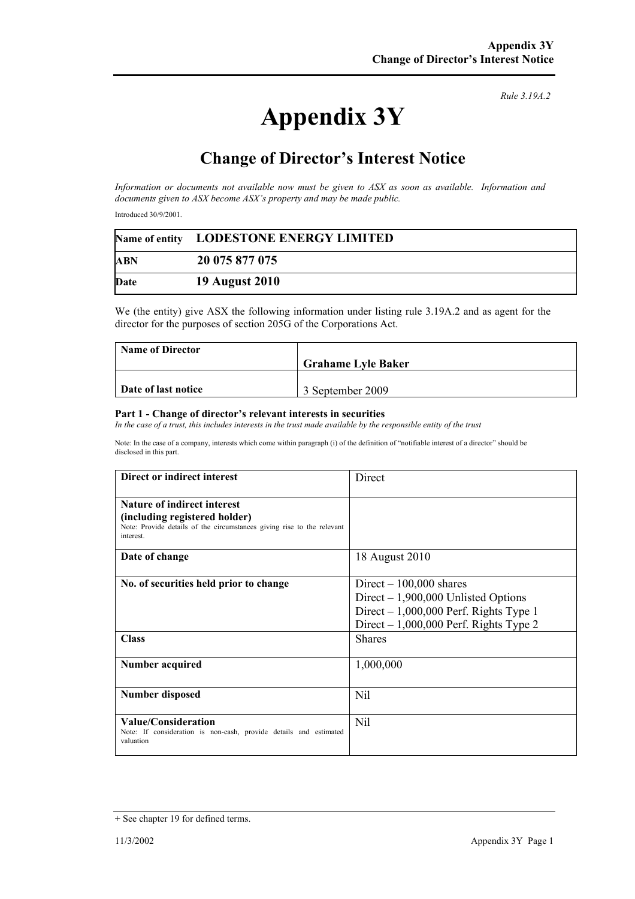*Rule 3.19A.2*

# Appendix 3Y

## Change of Director's Interest Notice

*Information or documents not available now must be given to ASX as soon as available. Information and documents given to ASX become ASX's property and may be made public.*

Introduced 30/9/2001.

| | |
|---|---|
| **Name of entity** | **LODESTONE ENERGY LIMITED** |
| **ABN** | **20 075 877 075** |
| **Date** | **19 August 2010** |

We (the entity) give ASX the following information under listing rule 3.19A.2 and as agent for the director for the purposes of section 205G of the Corporations Act.

| | |
|---|---|
| **Name of Director** | **Grahame Lyle Baker** |
| **Date of last notice** | 3 September 2009 |

### Part 1 - Change of director's relevant interests in securities

*In the case of a trust, this includes interests in the trust made available by the responsible entity of the trust*

Note: In the case of a company, interests which come within paragraph (i) of the definition of "notifiable interest of a director" should be disclosed in this part.

| | |
|---|---|
| **Direct or indirect interest** | Direct |
| **Nature of indirect interest (including registered holder)**<br>Note: Provide details of the circumstances giving rise to the relevant interest. | |
| **Date of change** | 18 August 2010 |
| **No. of securities held prior to change** | Direct – 100,000 shares<br>Direct – 1,900,000 Unlisted Options<br>Direct – 1,000,000 Perf. Rights Type 1<br>Direct – 1,000,000 Perf. Rights Type 2 |
| **Class** | Shares |
| **Number acquired** | 1,000,000 |
| **Number disposed** | Nil |
| **Value/Consideration**<br>Note: If consideration is non-cash, provide details and estimated valuation | Nil |

+ See chapter 19 for defined terms.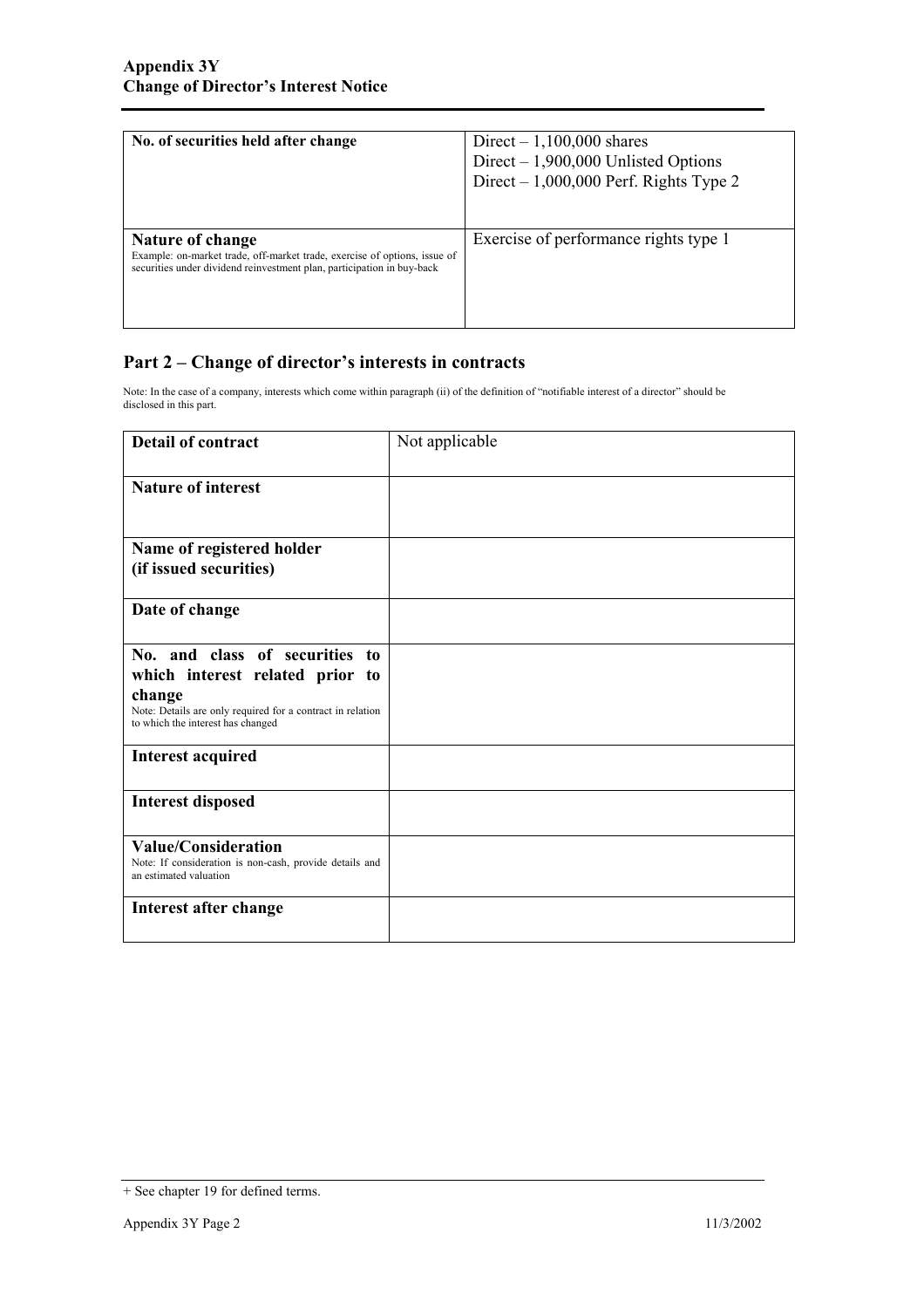| | |
|---|---|
| **No. of securities held after change** | Direct – 1,100,000 shares<br>Direct – 1,900,000 Unlisted Options<br>Direct – 1,000,000 Perf. Rights Type 2 |
| **Nature of change**<br>Example: on-market trade, off-market trade, exercise of options, issue of securities under dividend reinvestment plan, participation in buy-back | Exercise of performance rights type 1 |

## Part 2 – Change of director's interests in contracts

Note: In the case of a company, interests which come within paragraph (ii) of the definition of "notifiable interest of a director" should be disclosed in this part.

| | |
|---|---|
| **Detail of contract** | Not applicable |
| **Nature of interest** | |
| **Name of registered holder (if issued securities)** | |
| **Date of change** | |
| **No. and class of securities to which interest related prior to change**<br>Note: Details are only required for a contract in relation to which the interest has changed | |
| **Interest acquired** | |
| **Interest disposed** | |
| **Value/Consideration**<br>Note: If consideration is non-cash, provide details and an estimated valuation | |
| **Interest after change** | |

+ See chapter 19 for defined terms.